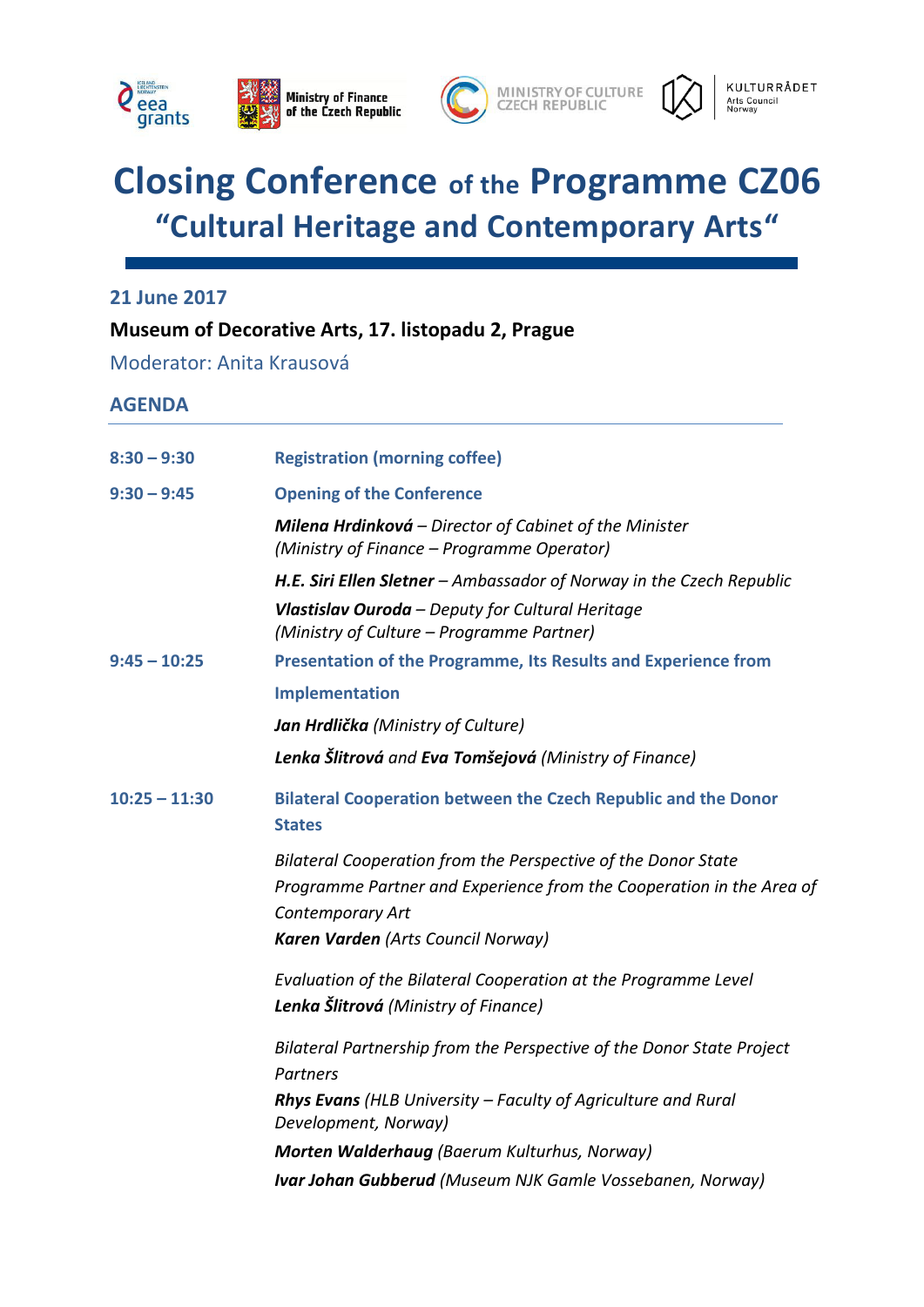# Closing Conference of the Programme CZ06 "Cultural Heritage and Contemporary Arts"

**21 June 2017**

**Museum of Decorative Arts, 17. listopadu 2, Prague**

Moderator: Anita Krausová

## AGENDA

**8:30 – 9:30** **Registration (morning coffee)**

**9:30 – 9:45** **Opening of the Conference**

***Milena Hrdinková*** *– Director of Cabinet of the Minister (Ministry of Finance – Programme Operator)*

***H.E. Siri Ellen Sletner*** *– Ambassador of Norway in the Czech Republic*

***Vlastislav Ouroda*** *– Deputy for Cultural Heritage (Ministry of Culture – Programme Partner)*

**9:45 – 10:25** **Presentation of the Programme, Its Results and Experience from Implementation**

***Jan Hrdlička*** *(Ministry of Culture)*

***Lenka Šlitrová*** *and* ***Eva Tomšejová*** *(Ministry of Finance)*

**10:25 – 11:30** **Bilateral Cooperation between the Czech Republic and the Donor States**

*Bilateral Cooperation from the Perspective of the Donor State Programme Partner and Experience from the Cooperation in the Area of Contemporary Art*
***Karen Varden*** *(Arts Council Norway)*

*Evaluation of the Bilateral Cooperation at the Programme Level*
***Lenka Šlitrová*** *(Ministry of Finance)*

*Bilateral Partnership from the Perspective of the Donor State Project Partners*
***Rhys Evans*** *(HLB University – Faculty of Agriculture and Rural Development, Norway)*

***Morten Walderhaug*** *(Baerum Kulturhus, Norway)*

***Ivar Johan Gubberud*** *(Museum NJK Gamle Vossebanen, Norway)*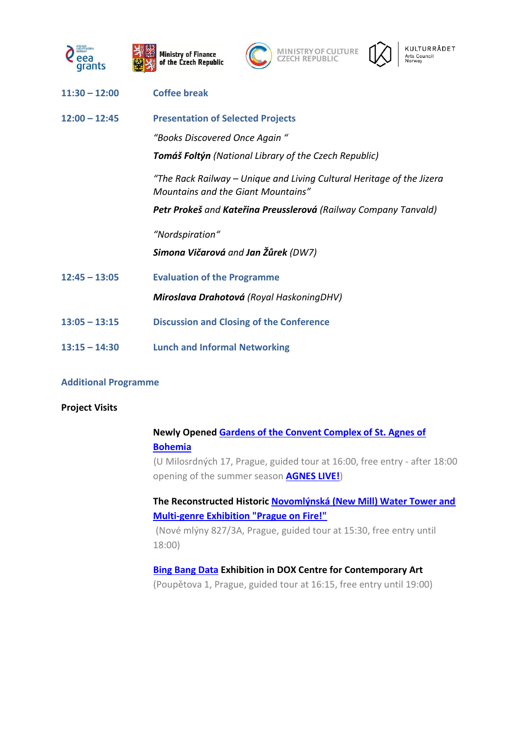| | |
|---|---|
| **11:30 – 12:00** | **Coffee break** |
| **12:00 – 12:45** | **Presentation of Selected Projects** |
| | *"Books Discovered Once Again "* |
| | ***Tomáš Foltýn*** *(National Library of the Czech Republic)* |
| | *"The Rack Railway – Unique and Living Cultural Heritage of the Jizera Mountains and the Giant Mountains"* |
| | ***Petr Prokeš*** *and* ***Kateřina Preusslerová*** *(Railway Company Tanvald)* |
| | *"Nordspiration"* |
| | ***Simona Vičarová*** *and* ***Jan Žůrek*** *(DW7)* |
| **12:45 – 13:05** | **Evaluation of the Programme** |
| | ***Miroslava Drahotová*** *(Royal HaskoningDHV)* |
| **13:05 – 13:15** | **Discussion and Closing of the Conference** |
| **13:15 – 14:30** | **Lunch and Informal Networking** |

## Additional Programme

**Project Visits**

**Newly Opened Gardens of the Convent Complex of St. Agnes of Bohemia**
(U Milosrdných 17, Prague, guided tour at 16:00, free entry - after 18:00 opening of the summer season **AGNES LIVE!**)

**The Reconstructed Historic Novomlýnská (New Mill) Water Tower and Multi-genre Exhibition "Prague on Fire!"**
(Nové mlýny 827/3A, Prague, guided tour at 15:30, free entry until 18:00)

**Bing Bang Data Exhibition in DOX Centre for Contemporary Art**
(Poupětova 1, Prague, guided tour at 16:15, free entry until 19:00)